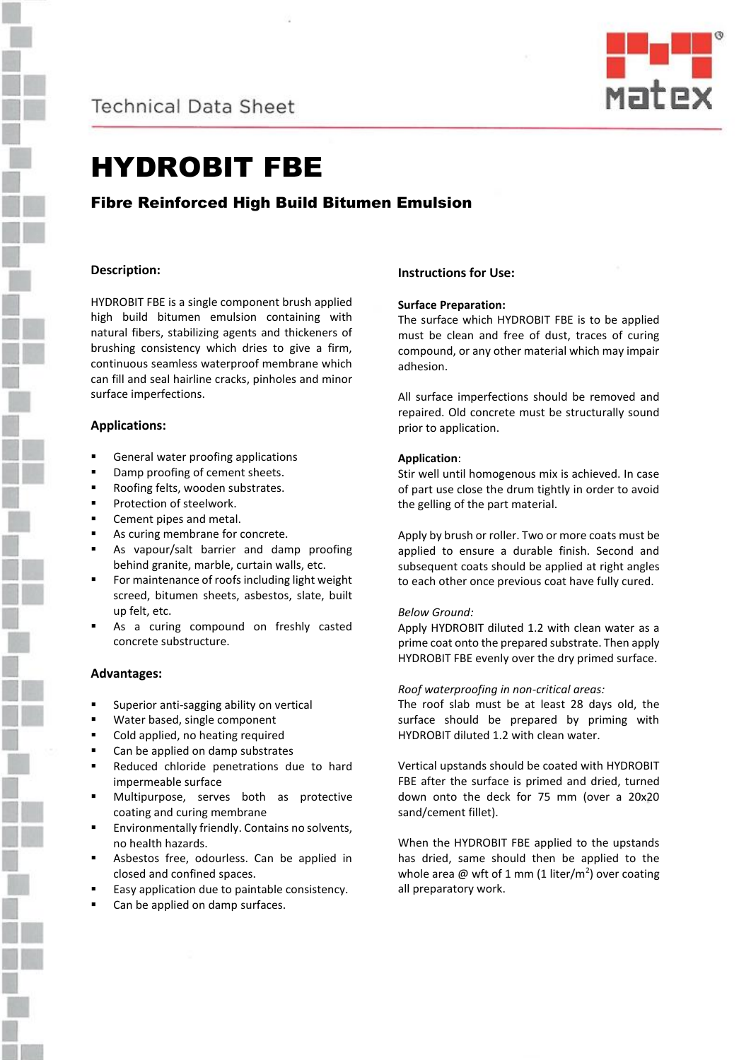Technical Data Sheet

# HYDROBIT FBE

## Fibre Reinforced High Build Bitumen Emulsion

### Description:

HYDROBIT FBE is a single component brush applied high build bitumen emulsion containing with natural fibers, stabilizing agents and thickeners of brushing consistency which dries to give a firm, continuous seamless waterproof membrane which can fill and seal hairline cracks, pinholes and minor surface imperfections.

### Applications:

- General water proofing applications
- Damp proofing of cement sheets.
- Roofing felts, wooden substrates.
- Protection of steelwork.
- Cement pipes and metal.
- As curing membrane for concrete.
- As vapour/salt barrier and damp proofing behind granite, marble, curtain walls, etc.
- For maintenance of roofs including light weight screed, bitumen sheets, asbestos, slate, built up felt, etc.
- As a curing compound on freshly casted concrete substructure.

### Advantages:

- Superior anti-sagging ability on vertical
- Water based, single component
- Cold applied, no heating required
- Can be applied on damp substrates
- Reduced chloride penetrations due to hard impermeable surface
- Multipurpose, serves both as protective coating and curing membrane
- Environmentally friendly. Contains no solvents, no health hazards.
- Asbestos free, odourless. Can be applied in closed and confined spaces.
- Easy application due to paintable consistency.
- Can be applied on damp surfaces.

### Instructions for Use:

**Surface Preparation:**

The surface which HYDROBIT FBE is to be applied must be clean and free of dust, traces of curing compound, or any other material which may impair adhesion.

All surface imperfections should be removed and repaired. Old concrete must be structurally sound prior to application.

**Application**:

Stir well until homogenous mix is achieved. In case of part use close the drum tightly in order to avoid the gelling of the part material.

Apply by brush or roller. Two or more coats must be applied to ensure a durable finish. Second and subsequent coats should be applied at right angles to each other once previous coat have fully cured.

*Below Ground:*

Apply HYDROBIT FBE diluted 1.2 with clean water as a prime coat onto the prepared substrate. Then apply HYDROBIT FBE evenly over the dry primed surface.

*Roof waterproofing in non-critical areas:*

The roof slab must be at least 28 days old, the surface should be prepared by priming with HYDROBIT diluted 1.2 with clean water.

Vertical upstands should be coated with HYDROBIT FBE after the surface is primed and dried, turned down onto the deck for 75 mm (over a 20x20 sand/cement fillet).

When the HYDROBIT FBE applied to the upstands has dried, same should then be applied to the whole area @ wft of 1 mm (1 liter/m$^2$) over coating all preparatory work.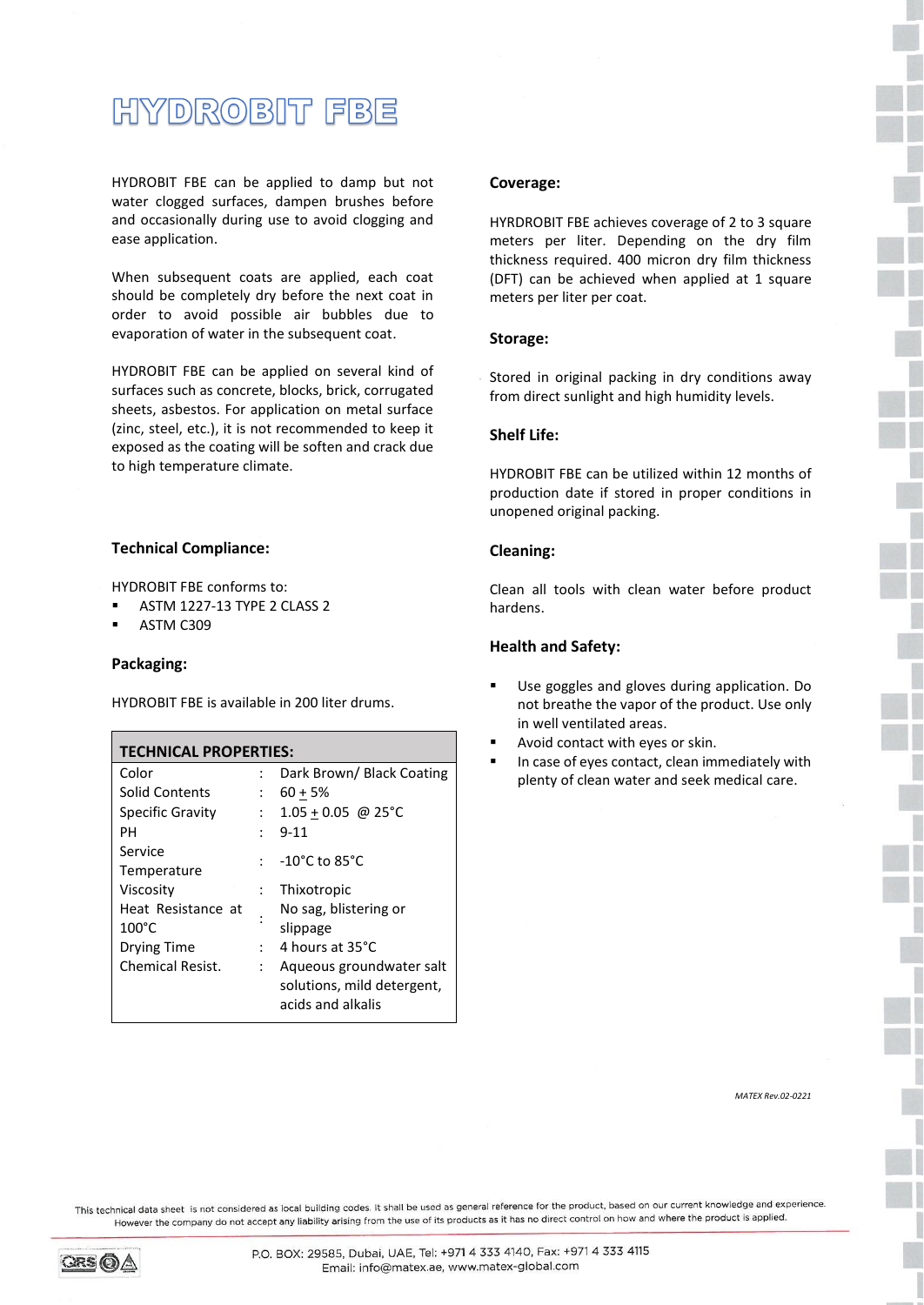# HYDROBIT FBE

HYDROBIT FBE can be applied to damp but not water clogged surfaces, dampen brushes before and occasionally during use to avoid clogging and ease application.

When subsequent coats are applied, each coat should be completely dry before the next coat in order to avoid possible air bubbles due to evaporation of water in the subsequent coat.

HYDROBIT FBE can be applied on several kind of surfaces such as concrete, blocks, brick, corrugated sheets, asbestos. For application on metal surface (zinc, steel, etc.), it is not recommended to keep it exposed as the coating will be soften and crack due to high temperature climate.

## Technical Compliance:

HYDROBIT FBE conforms to:

- ASTM 1227-13 TYPE 2 CLASS 2
- ASTM C309

## Packaging:

HYDROBIT FBE is available in 200 liter drums.

| TECHNICAL PROPERTIES: | | |
|---|---|---|
| Color | : | Dark Brown/ Black Coating |
| Solid Contents | : | 60 ± 5% |
| Specific Gravity | : | 1.05 ± 0.05 @ 25°C |
| PH | : | 9-11 |
| Service Temperature | : | -10°C to 85°C |
| Viscosity | : | Thixotropic |
| Heat Resistance at 100°C | : | No sag, blistering or slippage |
| Drying Time | : | 4 hours at 35°C |
| Chemical Resist. | : | Aqueous groundwater salt solutions, mild detergent, acids and alkalis |

## Coverage:

HYRDROBIT FBE achieves coverage of 2 to 3 square meters per liter. Depending on the dry film thickness required. 400 micron dry film thickness (DFT) can be achieved when applied at 1 square meters per liter per coat.

## Storage:

Stored in original packing in dry conditions away from direct sunlight and high humidity levels.

## Shelf Life:

HYDROBIT FBE can be utilized within 12 months of production date if stored in proper conditions in unopened original packing.

## Cleaning:

Clean all tools with clean water before product hardens.

## Health and Safety:

- Use goggles and gloves during application. Do not breathe the vapor of the product. Use only in well ventilated areas.
- Avoid contact with eyes or skin.
- In case of eyes contact, clean immediately with plenty of clean water and seek medical care.

*MATEX Rev.02-0221*

This technical data sheet is not considered as local building codes. It shall be used as general reference for the product, based on our current knowledge and experience. However the company do not accept any liability arising from the use of its products as it has no direct control on how and where the product is applied.

P.O. BOX: 29585, Dubai, UAE, Tel: +971 4 333 4140, Fax: +971 4 333 4115
Email: info@matex.ae, www.matex-global.com